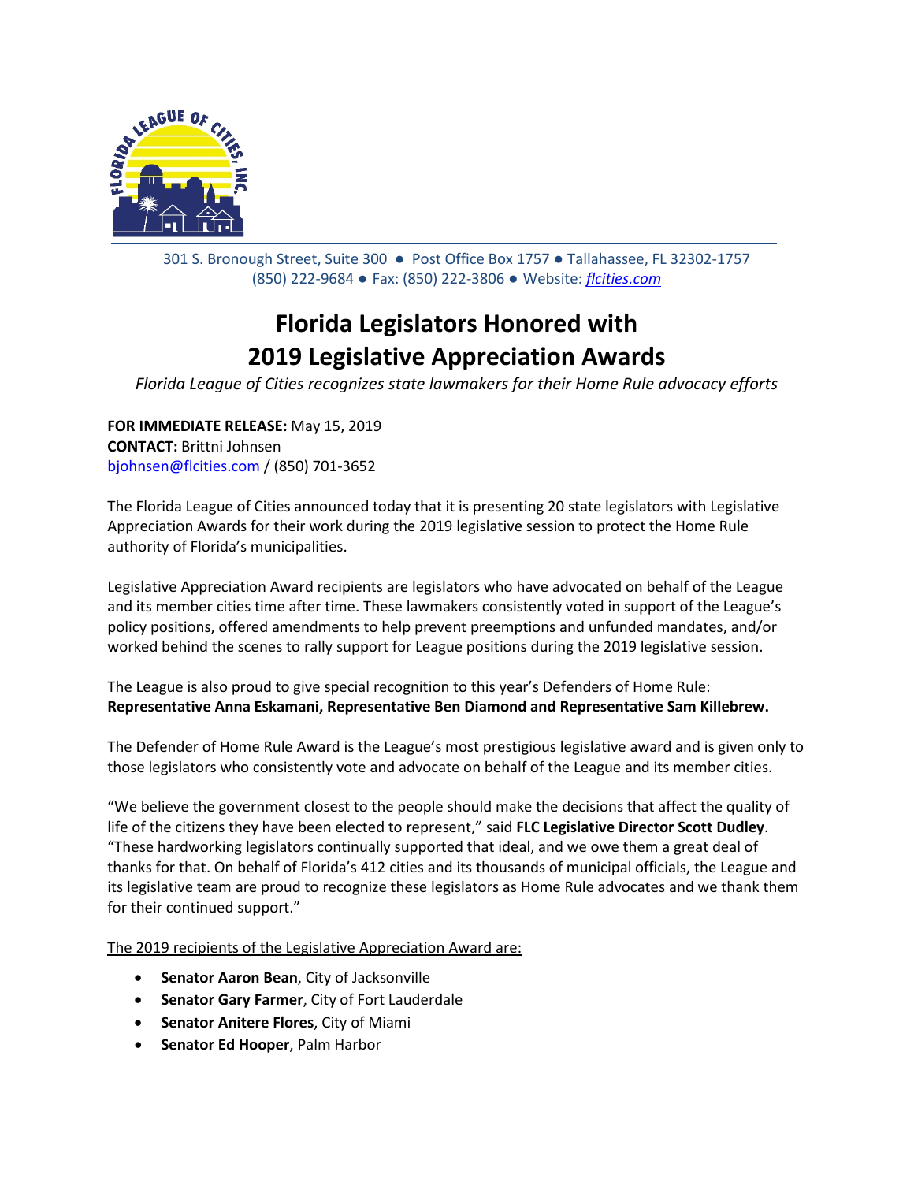301 S. Bronough Street, Suite 300 ● Post Office Box 1757 ● Tallahassee, FL 32302-1757
(850) 222-9684 ● Fax: (850) 222-3806 ● Website: *flcities.com*

# Florida Legislators Honored with 2019 Legislative Appreciation Awards

*Florida League of Cities recognizes state lawmakers for their Home Rule advocacy efforts*

**FOR IMMEDIATE RELEASE:** May 15, 2019
**CONTACT:** Brittni Johnsen
bjohnsen@flcities.com / (850) 701-3652

The Florida League of Cities announced today that it is presenting 20 state legislators with Legislative Appreciation Awards for their work during the 2019 legislative session to protect the Home Rule authority of Florida's municipalities.

Legislative Appreciation Award recipients are legislators who have advocated on behalf of the League and its member cities time after time. These lawmakers consistently voted in support of the League's policy positions, offered amendments to help prevent preemptions and unfunded mandates, and/or worked behind the scenes to rally support for League positions during the 2019 legislative session.

The League is also proud to give special recognition to this year's Defenders of Home Rule: **Representative Anna Eskamani, Representative Ben Diamond and Representative Sam Killebrew.**

The Defender of Home Rule Award is the League's most prestigious legislative award and is given only to those legislators who consistently vote and advocate on behalf of the League and its member cities.

"We believe the government closest to the people should make the decisions that affect the quality of life of the citizens they have been elected to represent," said **FLC Legislative Director Scott Dudley**. "These hardworking legislators continually supported that ideal, and we owe them a great deal of thanks for that. On behalf of Florida's 412 cities and its thousands of municipal officials, the League and its legislative team are proud to recognize these legislators as Home Rule advocates and we thank them for their continued support."

The 2019 recipients of the Legislative Appreciation Award are:

- **Senator Aaron Bean**, City of Jacksonville
- **Senator Gary Farmer**, City of Fort Lauderdale
- **Senator Anitere Flores**, City of Miami
- **Senator Ed Hooper**, Palm Harbor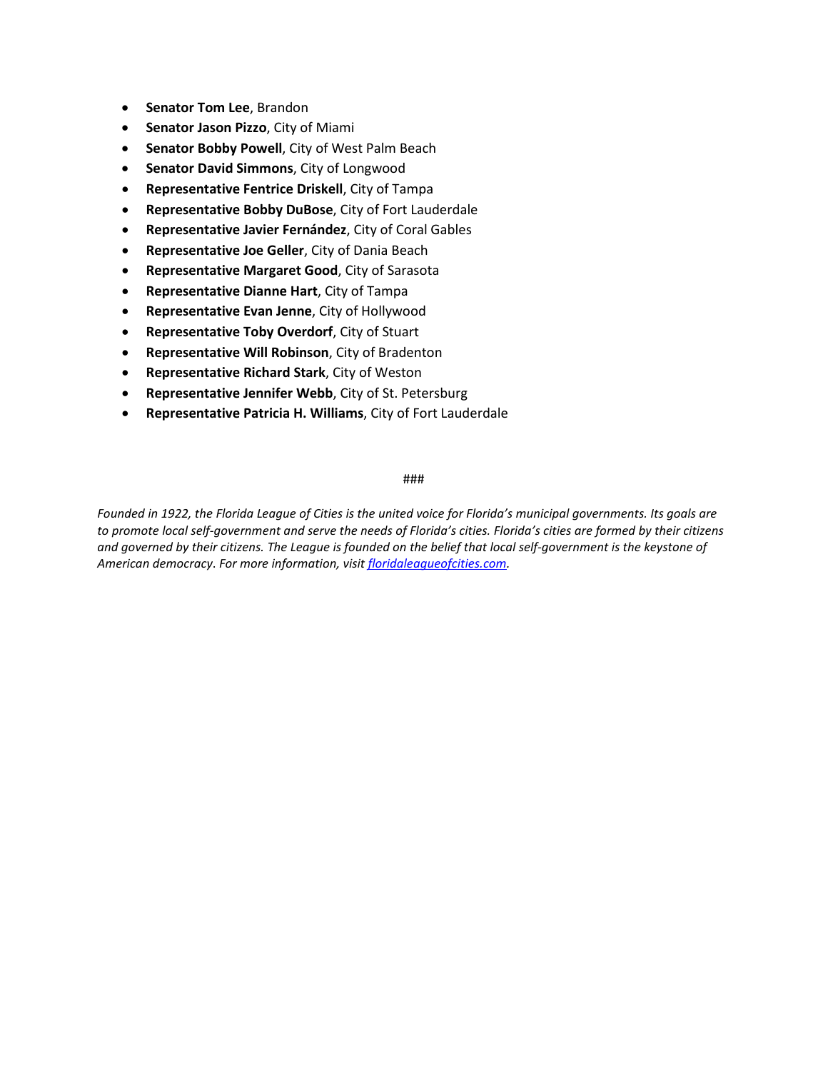- **Senator Tom Lee**, Brandon
- **Senator Jason Pizzo**, City of Miami
- **Senator Bobby Powell**, City of West Palm Beach
- **Senator David Simmons**, City of Longwood
- **Representative Fentrice Driskell**, City of Tampa
- **Representative Bobby DuBose**, City of Fort Lauderdale
- **Representative Javier Fernández**, City of Coral Gables
- **Representative Joe Geller**, City of Dania Beach
- **Representative Margaret Good**, City of Sarasota
- **Representative Dianne Hart**, City of Tampa
- **Representative Evan Jenne**, City of Hollywood
- **Representative Toby Overdorf**, City of Stuart
- **Representative Will Robinson**, City of Bradenton
- **Representative Richard Stark**, City of Weston
- **Representative Jennifer Webb**, City of St. Petersburg
- **Representative Patricia H. Williams**, City of Fort Lauderdale

###

*Founded in 1922, the Florida League of Cities is the united voice for Florida's municipal governments. Its goals are to promote local self-government and serve the needs of Florida's cities. Florida's cities are formed by their citizens and governed by their citizens. The League is founded on the belief that local self-government is the keystone of American democracy. For more information, visit [floridaleagueofcities.com](http://floridaleagueofcities.com).*